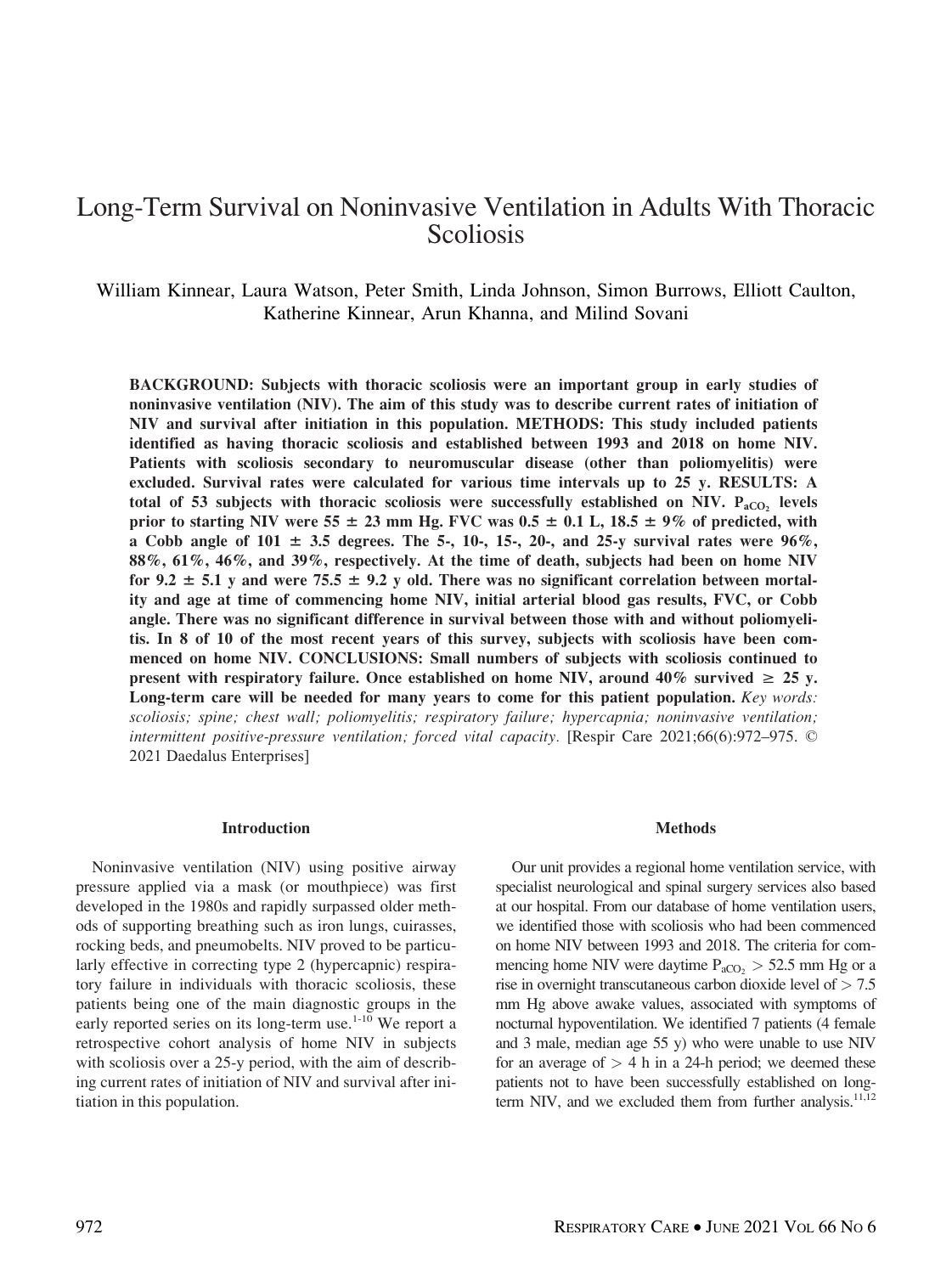# Long-Term Survival on Noninvasive Ventilation in Adults With Thoracic Scoliosis

William Kinnear, Laura Watson, Peter Smith, Linda Johnson, Simon Burrows, Elliott Caulton, Katherine Kinnear, Arun Khanna, and Milind Sovani

**BACKGROUND: Subjects with thoracic scoliosis were an important group in early studies of noninvasive ventilation (NIV). The aim of this study was to describe current rates of initiation of NIV and survival after initiation in this population. METHODS: This study included patients identified as having thoracic scoliosis and established between 1993 and 2018 on home NIV. Patients with scoliosis secondary to neuromuscular disease (other than poliomyelitis) were excluded. Survival rates were calculated for various time intervals up to 25 y. RESULTS: A total of 53 subjects with thoracic scoliosis were successfully established on NIV. $P_{aCO_2}$ levels prior to starting NIV were 55 ± 23 mm Hg. FVC was 0.5 ± 0.1 L, 18.5 ± 9% of predicted, with a Cobb angle of 101 ± 3.5 degrees. The 5-, 10-, 15-, 20-, and 25-y survival rates were 96%, 88%, 61%, 46%, and 39%, respectively. At the time of death, subjects had been on home NIV for 9.2 ± 5.1 y and were 75.5 ± 9.2 y old. There was no significant correlation between mortality and age at time of commencing home NIV, initial arterial blood gas results, FVC, or Cobb angle. There was no significant difference in survival between those with and without poliomyelitis. In 8 of 10 of the most recent years of this survey, subjects with scoliosis have been commenced on home NIV. CONCLUSIONS: Small numbers of subjects with scoliosis continued to present with respiratory failure. Once established on home NIV, around 40% survived ≥ 25 y. Long-term care will be needed for many years to come for this patient population.** *Key words: scoliosis; spine; chest wall; poliomyelitis; respiratory failure; hypercapnia; noninvasive ventilation; intermittent positive-pressure ventilation; forced vital capacity.* [Respir Care 2021;66(6):972–975. © 2021 Daedalus Enterprises]

## Introduction

Noninvasive ventilation (NIV) using positive airway pressure applied via a mask (or mouthpiece) was first developed in the 1980s and rapidly surpassed older methods of supporting breathing such as iron lungs, cuirasses, rocking beds, and pneumobelts. NIV proved to be particularly effective in correcting type 2 (hypercapnic) respiratory failure in individuals with thoracic scoliosis, these patients being one of the main diagnostic groups in the early reported series on its long-term use.[1-10] We report a retrospective cohort analysis of home NIV in subjects with scoliosis over a 25-y period, with the aim of describing current rates of initiation of NIV and survival after initiation in this population.

## Methods

Our unit provides a regional home ventilation service, with specialist neurological and spinal surgery services also based at our hospital. From our database of home ventilation users, we identified those with scoliosis who had been commenced on home NIV between 1993 and 2018. The criteria for commencing home NIV were daytime $P_{aCO_2} > 52.5$ mm Hg or a rise in overnight transcutaneous carbon dioxide level of > 7.5 mm Hg above awake values, associated with symptoms of nocturnal hypoventilation. We identified 7 patients (4 female and 3 male, median age 55 y) who were unable to use NIV for an average of > 4 h in a 24-h period; we deemed these patients not to have been successfully established on long-term NIV, and we excluded them from further analysis.[11,12]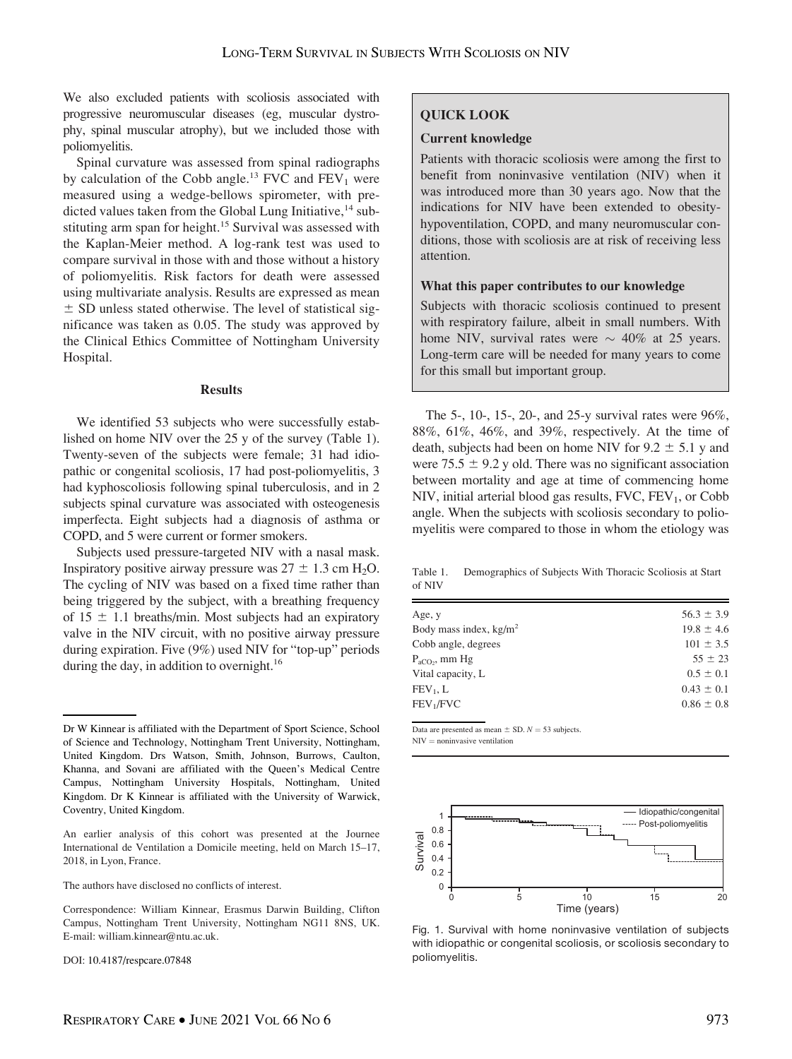We also excluded patients with scoliosis associated with progressive neuromuscular diseases (eg, muscular dystrophy, spinal muscular atrophy), but we included those with poliomyelitis.

Spinal curvature was assessed from spinal radiographs by calculation of the Cobb angle.[13] FVC and $FEV_1$ were measured using a wedge-bellows spirometer, with predicted values taken from the Global Lung Initiative,[14] substituting arm span for height.[15] Survival was assessed with the Kaplan-Meier method. A log-rank test was used to compare survival in those with and those without a history of poliomyelitis. Risk factors for death were assessed using multivariate analysis. Results are expressed as mean ± SD unless stated otherwise. The level of statistical significance was taken as 0.05. The study was approved by the Clinical Ethics Committee of Nottingham University Hospital.

## Results

We identified 53 subjects who were successfully established on home NIV over the 25 y of the survey (Table 1). Twenty-seven of the subjects were female; 31 had idiopathic or congenital scoliosis, 17 had post-poliomyelitis, 3 had kyphoscoliosis following spinal tuberculosis, and in 2 subjects spinal curvature was associated with osteogenesis imperfecta. Eight subjects had a diagnosis of asthma or COPD, and 5 were current or former smokers.

Subjects used pressure-targeted NIV with a nasal mask. Inspiratory positive airway pressure was 27 ± 1.3 cm $H_2O$. The cycling of NIV was based on a fixed time rather than being triggered by the subject, with a breathing frequency of 15 ± 1.1 breaths/min. Most subjects had an expiratory valve in the NIV circuit, with no positive airway pressure during expiration. Five (9%) used NIV for "top-up" periods during the day, in addition to overnight.[16]

> **QUICK LOOK**
>
> **Current knowledge**
>
> Patients with thoracic scoliosis were among the first to benefit from noninvasive ventilation (NIV) when it was introduced more than 30 years ago. Now that the indications for NIV have been extended to obesity-hypoventilation, COPD, and many neuromuscular conditions, those with scoliosis are at risk of receiving less attention.
>
> **What this paper contributes to our knowledge**
>
> Subjects with thoracic scoliosis continued to present with respiratory failure, albeit in small numbers. With home NIV, survival rates were ~ 40% at 25 years. Long-term care will be needed for many years to come for this small but important group.

The 5-, 10-, 15-, 20-, and 25-y survival rates were 96%, 88%, 61%, 46%, and 39%, respectively. At the time of death, subjects had been on home NIV for 9.2 ± 5.1 y and were 75.5 ± 9.2 y old. There was no significant association between mortality and age at time of commencing home NIV, initial arterial blood gas results, FVC, $FEV_1$, or Cobb angle. When the subjects with scoliosis secondary to poliomyelitis were compared to those in whom the etiology was

Table 1. Demographics of Subjects With Thoracic Scoliosis at Start of NIV

| | |
|---|---|
| Age, y | 56.3 ± 3.9 |
| Body mass index, $kg/m^2$ | 19.8 ± 4.6 |
| Cobb angle, degrees | 101 ± 3.5 |
| $P_{aCO_2}$, mm Hg | 55 ± 23 |
| Vital capacity, L | 0.5 ± 0.1 |
| $FEV_1$, L | 0.43 ± 0.1 |
| $FEV_1$/FVC | 0.86 ± 0.8 |

Data are presented as mean ± SD. $N$ = 53 subjects.
NIV = noninvasive ventilation

Fig. 1. Survival with home noninvasive ventilation of subjects with idiopathic or congenital scoliosis, or scoliosis secondary to poliomyelitis.

---

Dr W Kinnear is affiliated with the Department of Sport Science, School of Science and Technology, Nottingham Trent University, Nottingham, United Kingdom. Drs Watson, Smith, Johnson, Burrows, Caulton, Khanna, and Sovani are affiliated with the Queen's Medical Centre Campus, Nottingham University Hospitals, Nottingham, United Kingdom. Dr K Kinnear is affiliated with the University of Warwick, Coventry, United Kingdom.

An earlier analysis of this cohort was presented at the Journee International de Ventilation a Domicile meeting, held on March 15–17, 2018, in Lyon, France.

The authors have disclosed no conflicts of interest.

Correspondence: William Kinnear, Erasmus Darwin Building, Clifton Campus, Nottingham Trent University, Nottingham NG11 8NS, UK. E-mail: william.kinnear@ntu.ac.uk.

DOI: 10.4187/respcare.07848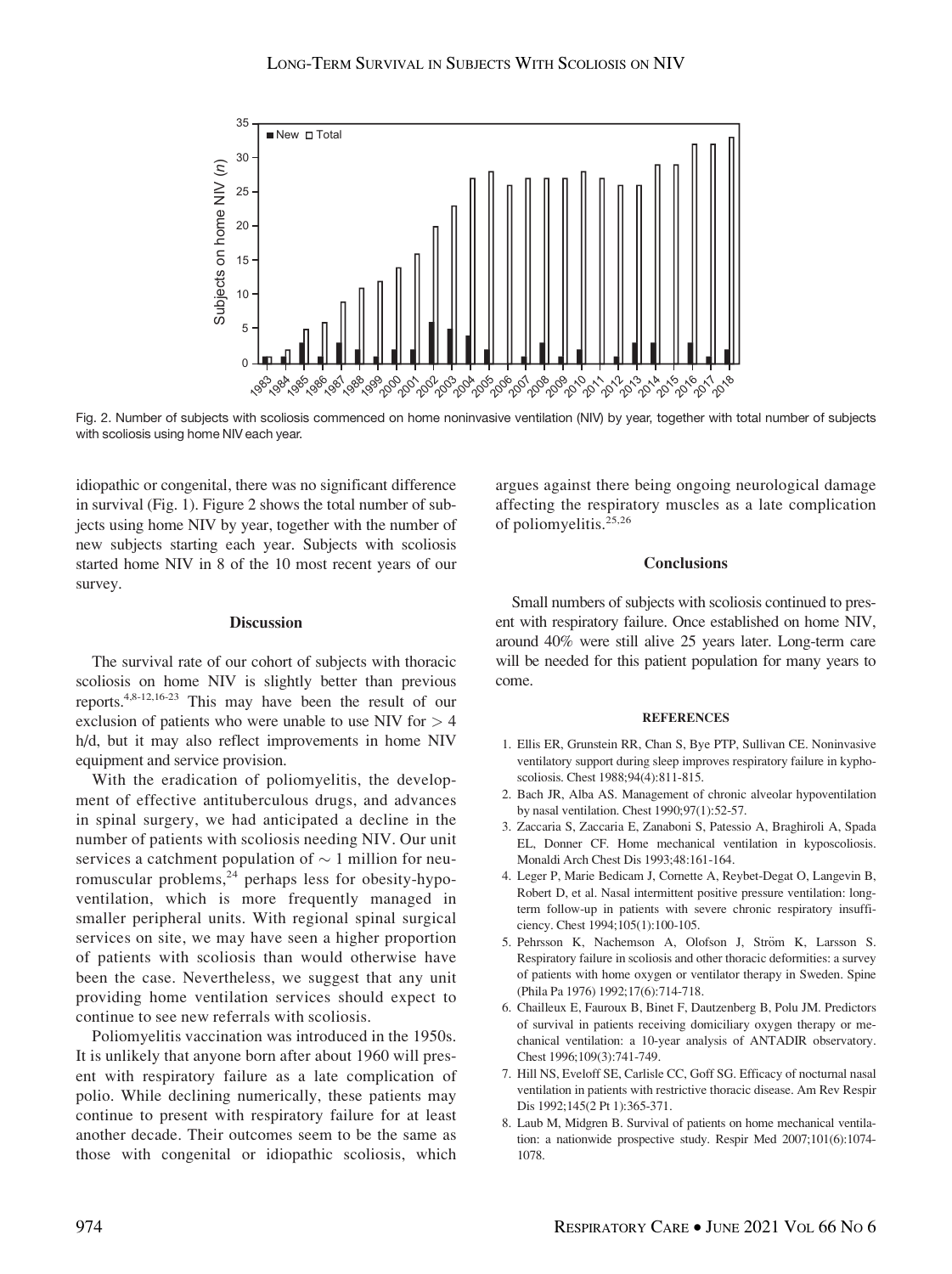Fig. 2. Number of subjects with scoliosis commenced on home noninvasive ventilation (NIV) by year, together with total number of subjects with scoliosis using home NIV each year.

idiopathic or congenital, there was no significant difference in survival (Fig. 1). Figure 2 shows the total number of subjects using home NIV by year, together with the number of new subjects starting each year. Subjects with scoliosis started home NIV in 8 of the 10 most recent years of our survey.

## Discussion

The survival rate of our cohort of subjects with thoracic scoliosis on home NIV is slightly better than previous reports.[4,8-12,16-23] This may have been the result of our exclusion of patients who were unable to use NIV for > 4 h/d, but it may also reflect improvements in home NIV equipment and service provision.

With the eradication of poliomyelitis, the development of effective antituberculous drugs, and advances in spinal surgery, we had anticipated a decline in the number of patients with scoliosis needing NIV. Our unit services a catchment population of ~ 1 million for neuromuscular problems,[24] perhaps less for obesity-hypoventilation, which is more frequently managed in smaller peripheral units. With regional spinal surgical services on site, we may have seen a higher proportion of patients with scoliosis than would otherwise have been the case. Nevertheless, we suggest that any unit providing home ventilation services should expect to continue to see new referrals with scoliosis.

Poliomyelitis vaccination was introduced in the 1950s. It is unlikely that anyone born after about 1960 will present with respiratory failure as a late complication of polio. While declining numerically, these patients may continue to present with respiratory failure for at least another decade. Their outcomes seem to be the same as those with congenital or idiopathic scoliosis, which argues against there being ongoing neurological damage affecting the respiratory muscles as a late complication of poliomyelitis.[25,26]

## Conclusions

Small numbers of subjects with scoliosis continued to present with respiratory failure. Once established on home NIV, around 40% were still alive 25 years later. Long-term care will be needed for this patient population for many years to come.

## REFERENCES

1. Ellis ER, Grunstein RR, Chan S, Bye PTP, Sullivan CE. Noninvasive ventilatory support during sleep improves respiratory failure in kyphoscoliosis. Chest 1988;94(4):811-815.
2. Bach JR, Alba AS. Management of chronic alveolar hypoventilation by nasal ventilation. Chest 1990;97(1):52-57.
3. Zaccaria S, Zaccaria E, Zanaboni S, Patessio A, Braghiroli A, Spada EL, Donner CF. Home mechanical ventilation in kyposcoliosis. Monaldi Arch Chest Dis 1993;48:161-164.
4. Leger P, Marie Bedicam J, Cornette A, Reybet-Degat O, Langevin B, Robert D, et al. Nasal intermittent positive pressure ventilation: long-term follow-up in patients with severe chronic respiratory insufficiency. Chest 1994;105(1):100-105.
5. Pehrsson K, Nachemson A, Olofson J, Ström K, Larsson S. Respiratory failure in scoliosis and other thoracic deformities: a survey of patients with home oxygen or ventilator therapy in Sweden. Spine (Phila Pa 1976) 1992;17(6):714-718.
6. Chailleux E, Fauroux B, Binet F, Dautzenberg B, Polu JM. Predictors of survival in patients receiving domiciliary oxygen therapy or mechanical ventilation: a 10-year analysis of ANTADIR observatory. Chest 1996;109(3):741-749.
7. Hill NS, Eveloff SE, Carlisle CC, Goff SG. Efficacy of nocturnal nasal ventilation in patients with restrictive thoracic disease. Am Rev Respir Dis 1992;145(2 Pt 1):365-371.
8. Laub M, Midgren B. Survival of patients on home mechanical ventilation: a nationwide prospective study. Respir Med 2007;101(6):1074-1078.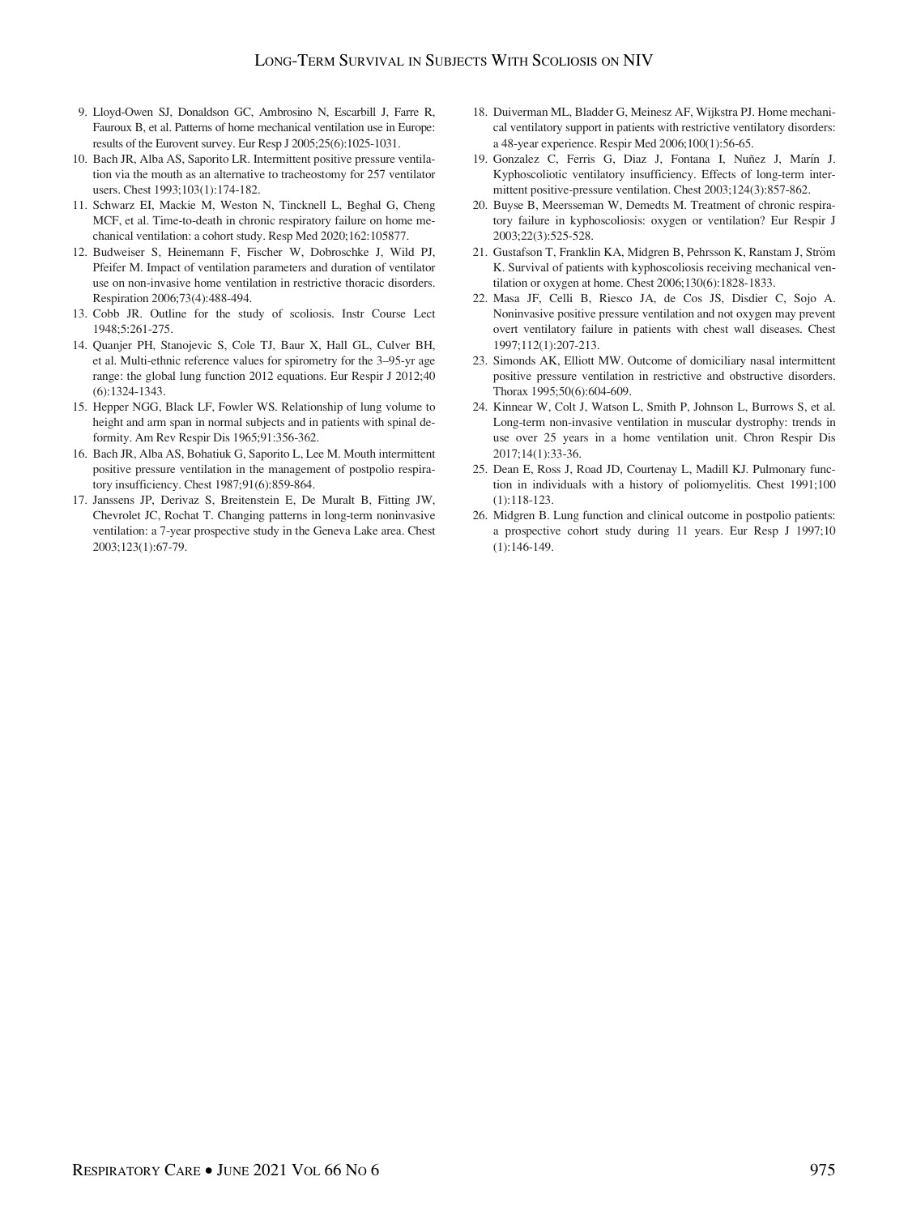9. Lloyd-Owen SJ, Donaldson GC, Ambrosino N, Escarbill J, Farre R, Fauroux B, et al. Patterns of home mechanical ventilation use in Europe: results of the Eurovent survey. Eur Resp J 2005;25(6):1025-1031.
10. Bach JR, Alba AS, Saporito LR. Intermittent positive pressure ventilation via the mouth as an alternative to tracheostomy for 257 ventilator users. Chest 1993;103(1):174-182.
11. Schwarz EI, Mackie M, Weston N, Tincknell L, Beghal G, Cheng MCF, et al. Time-to-death in chronic respiratory failure on home mechanical ventilation: a cohort study. Resp Med 2020;162:105877.
12. Budweiser S, Heinemann F, Fischer W, Dobroschke J, Wild PJ, Pfeifer M. Impact of ventilation parameters and duration of ventilator use on non-invasive home ventilation in restrictive thoracic disorders. Respiration 2006;73(4):488-494.
13. Cobb JR. Outline for the study of scoliosis. Instr Course Lect 1948;5:261-275.
14. Quanjer PH, Stanojevic S, Cole TJ, Baur X, Hall GL, Culver BH, et al. Multi-ethnic reference values for spirometry for the 3–95-yr age range: the global lung function 2012 equations. Eur Respir J 2012;40 (6):1324-1343.
15. Hepper NGG, Black LF, Fowler WS. Relationship of lung volume to height and arm span in normal subjects and in patients with spinal deformity. Am Rev Respir Dis 1965;91:356-362.
16. Bach JR, Alba AS, Bohatiuk G, Saporito L, Lee M. Mouth intermittent positive pressure ventilation in the management of postpolio respiratory insufficiency. Chest 1987;91(6):859-864.
17. Janssens JP, Derivaz S, Breitenstein E, De Muralt B, Fitting JW, Chevrolet JC, Rochat T. Changing patterns in long-term noninvasive ventilation: a 7-year prospective study in the Geneva Lake area. Chest 2003;123(1):67-79.
18. Duiverman ML, Bladder G, Meinesz AF, Wijkstra PJ. Home mechanical ventilatory support in patients with restrictive ventilatory disorders: a 48-year experience. Respir Med 2006;100(1):56-65.
19. Gonzalez C, Ferris G, Diaz J, Fontana I, Nuñez J, Marín J. Kyphoscoliotic ventilatory insufficiency. Effects of long-term intermittent positive-pressure ventilation. Chest 2003;124(3):857-862.
20. Buyse B, Meersseman W, Demedts M. Treatment of chronic respiratory failure in kyphoscoliosis: oxygen or ventilation? Eur Respir J 2003;22(3):525-528.
21. Gustafson T, Franklin KA, Midgren B, Pehrsson K, Ranstam J, Ström K. Survival of patients with kyphoscoliosis receiving mechanical ventilation or oxygen at home. Chest 2006;130(6):1828-1833.
22. Masa JF, Celli B, Riesco JA, de Cos JS, Disdier C, Sojo A. Noninvasive positive pressure ventilation and not oxygen may prevent overt ventilatory failure in patients with chest wall diseases. Chest 1997;112(1):207-213.
23. Simonds AK, Elliott MW. Outcome of domiciliary nasal intermittent positive pressure ventilation in restrictive and obstructive disorders. Thorax 1995;50(6):604-609.
24. Kinnear W, Colt J, Watson L, Smith P, Johnson L, Burrows S, et al. Long-term non-invasive ventilation in muscular dystrophy: trends in use over 25 years in a home ventilation unit. Chron Respir Dis 2017;14(1):33-36.
25. Dean E, Ross J, Road JD, Courtenay L, Madill KJ. Pulmonary function in individuals with a history of poliomyelitis. Chest 1991;100 (1):118-123.
26. Midgren B. Lung function and clinical outcome in postpolio patients: a prospective cohort study during 11 years. Eur Resp J 1997;10 (1):146-149.